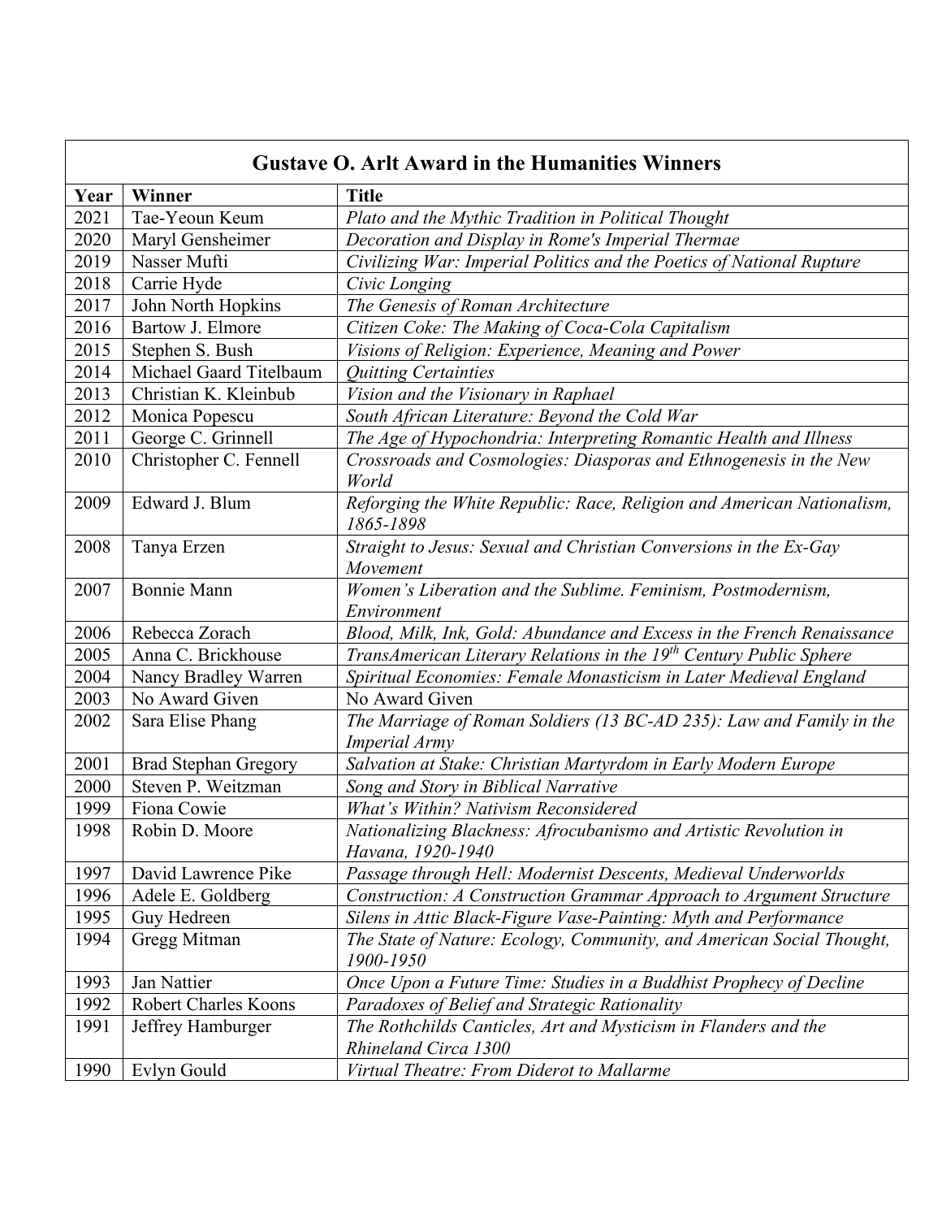## Gustave O. Arlt Award in the Humanities Winners

| Year | Winner | Title |
|---|---|---|
| 2021 | Tae-Yeoun Keum | *Plato and the Mythic Tradition in Political Thought* |
| 2020 | Maryl Gensheimer | *Decoration and Display in Rome's Imperial Thermae* |
| 2019 | Nasser Mufti | *Civilizing War: Imperial Politics and the Poetics of National Rupture* |
| 2018 | Carrie Hyde | *Civic Longing* |
| 2017 | John North Hopkins | *The Genesis of Roman Architecture* |
| 2016 | Bartow J. Elmore | *Citizen Coke: The Making of Coca-Cola Capitalism* |
| 2015 | Stephen S. Bush | *Visions of Religion: Experience, Meaning and Power* |
| 2014 | Michael Gaard Titelbaum | *Quitting Certainties* |
| 2013 | Christian K. Kleinbub | *Vision and the Visionary in Raphael* |
| 2012 | Monica Popescu | *South African Literature: Beyond the Cold War* |
| 2011 | George C. Grinnell | *The Age of Hypochondria: Interpreting Romantic Health and Illness* |
| 2010 | Christopher C. Fennell | *Crossroads and Cosmologies: Diasporas and Ethnogenesis in the New World* |
| 2009 | Edward J. Blum | *Reforging the White Republic: Race, Religion and American Nationalism, 1865-1898* |
| 2008 | Tanya Erzen | *Straight to Jesus: Sexual and Christian Conversions in the Ex-Gay Movement* |
| 2007 | Bonnie Mann | *Women's Liberation and the Sublime. Feminism, Postmodernism, Environment* |
| 2006 | Rebecca Zorach | *Blood, Milk, Ink, Gold: Abundance and Excess in the French Renaissance* |
| 2005 | Anna C. Brickhouse | *TransAmerican Literary Relations in the 19th Century Public Sphere* |
| 2004 | Nancy Bradley Warren | *Spiritual Economies: Female Monasticism in Later Medieval England* |
| 2003 | No Award Given | No Award Given |
| 2002 | Sara Elise Phang | *The Marriage of Roman Soldiers (13 BC-AD 235): Law and Family in the Imperial Army* |
| 2001 | Brad Stephan Gregory | *Salvation at Stake: Christian Martyrdom in Early Modern Europe* |
| 2000 | Steven P. Weitzman | *Song and Story in Biblical Narrative* |
| 1999 | Fiona Cowie | *What's Within? Nativism Reconsidered* |
| 1998 | Robin D. Moore | *Nationalizing Blackness: Afrocubanismo and Artistic Revolution in Havana, 1920-1940* |
| 1997 | David Lawrence Pike | *Passage through Hell: Modernist Descents, Medieval Underworlds* |
| 1996 | Adele E. Goldberg | *Construction: A Construction Grammar Approach to Argument Structure* |
| 1995 | Guy Hedreen | *Silens in Attic Black-Figure Vase-Painting: Myth and Performance* |
| 1994 | Gregg Mitman | *The State of Nature: Ecology, Community, and American Social Thought, 1900-1950* |
| 1993 | Jan Nattier | *Once Upon a Future Time: Studies in a Buddhist Prophecy of Decline* |
| 1992 | Robert Charles Koons | *Paradoxes of Belief and Strategic Rationality* |
| 1991 | Jeffrey Hamburger | *The Rothchilds Canticles, Art and Mysticism in Flanders and the Rhineland Circa 1300* |
| 1990 | Evlyn Gould | *Virtual Theatre: From Diderot to Mallarme* |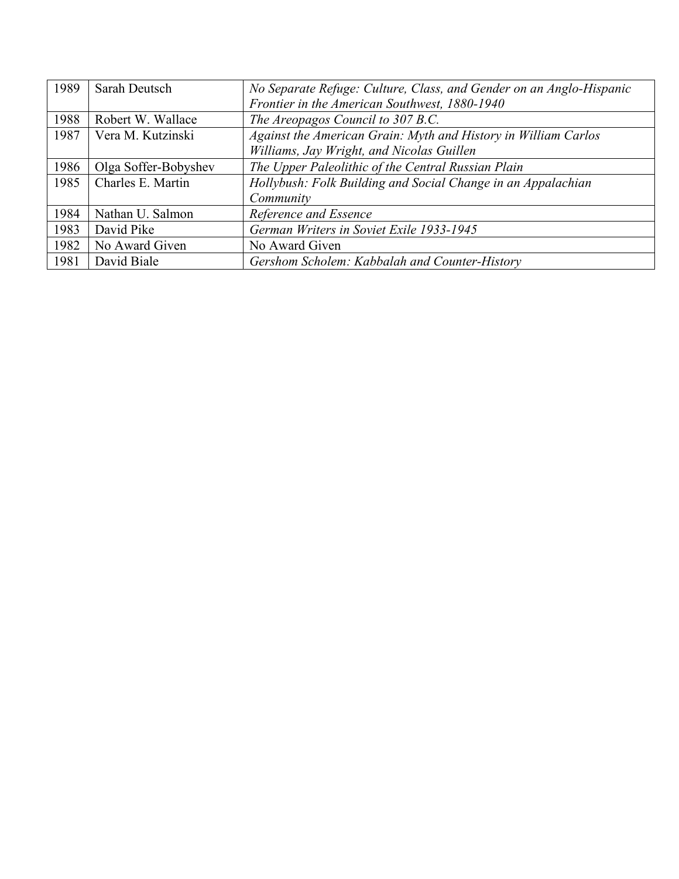| | | |
|---|---|---|
| 1989 | Sarah Deutsch | *No Separate Refuge: Culture, Class, and Gender on an Anglo-Hispanic Frontier in the American Southwest, 1880-1940* |
| 1988 | Robert W. Wallace | *The Areopagos Council to 307 B.C.* |
| 1987 | Vera M. Kutzinski | *Against the American Grain: Myth and History in William Carlos Williams, Jay Wright, and Nicolas Guillen* |
| 1986 | Olga Soffer-Bobyshev | *The Upper Paleolithic of the Central Russian Plain* |
| 1985 | Charles E. Martin | *Hollybush: Folk Building and Social Change in an Appalachian Community* |
| 1984 | Nathan U. Salmon | *Reference and Essence* |
| 1983 | David Pike | *German Writers in Soviet Exile 1933-1945* |
| 1982 | No Award Given | No Award Given |
| 1981 | David Biale | *Gershom Scholem: Kabbalah and Counter-History* |